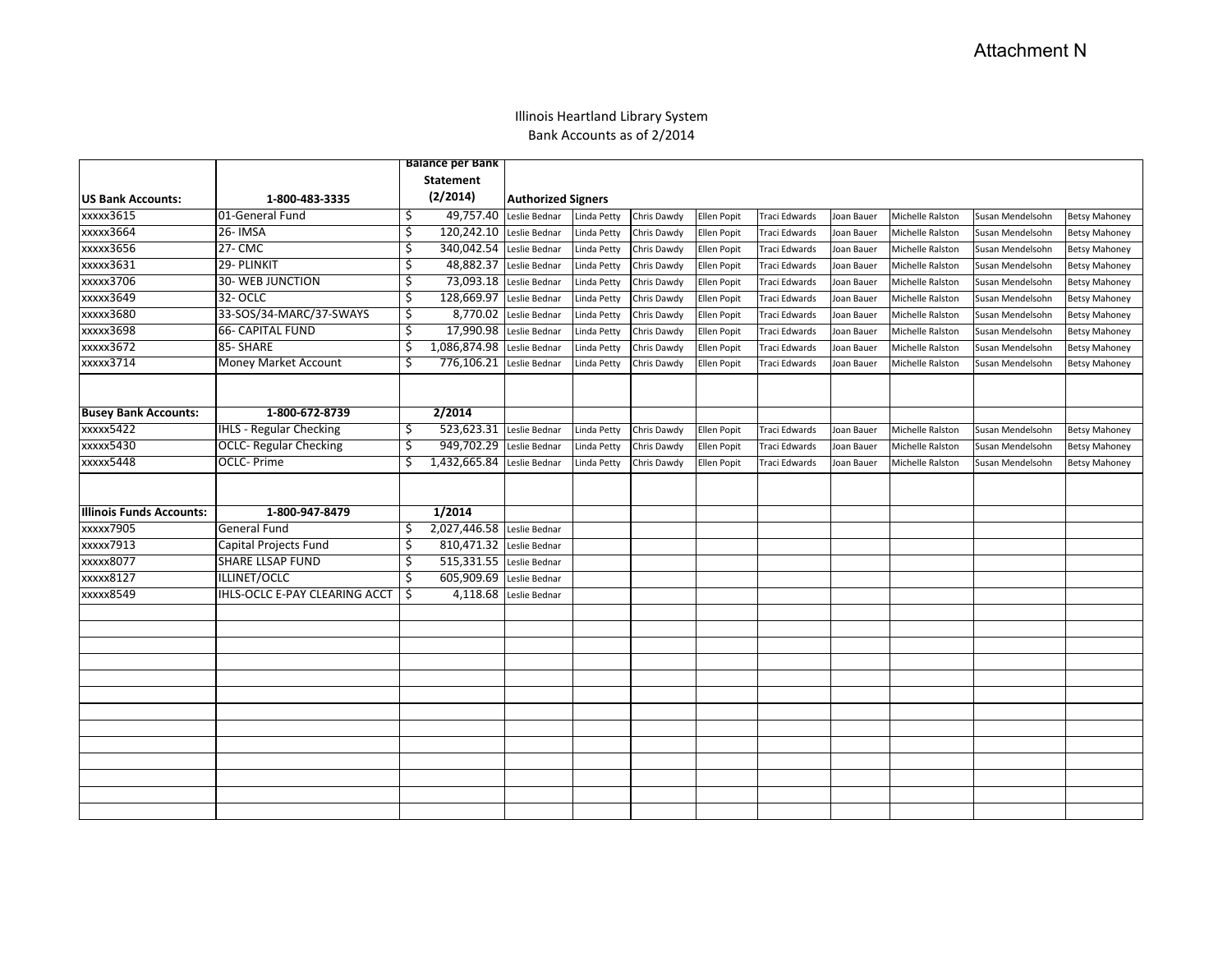Attachment N

Illinois Heartland Library System
Bank Accounts as of 2/2014

| US Bank Accounts: | 1-800-483-3335 | Balance per Bank Statement (2/2014) | Authorized Signers | | | | | | | | |
|---|---|---|---|---|---|---|---|---|---|---|---|
| xxxxx3615 | 01-General Fund | $ 49,757.40 | Leslie Bednar | Linda Petty | Chris Dawdy | Ellen Popit | Traci Edwards | Joan Bauer | Michelle Ralston | Susan Mendelsohn | Betsy Mahoney |
| xxxxx3664 | 26- IMSA | $ 120,242.10 | Leslie Bednar | Linda Petty | Chris Dawdy | Ellen Popit | Traci Edwards | Joan Bauer | Michelle Ralston | Susan Mendelsohn | Betsy Mahoney |
| xxxxx3656 | 27- CMC | $ 340,042.54 | Leslie Bednar | Linda Petty | Chris Dawdy | Ellen Popit | Traci Edwards | Joan Bauer | Michelle Ralston | Susan Mendelsohn | Betsy Mahoney |
| xxxxx3631 | 29- PLINKIT | $ 48,882.37 | Leslie Bednar | Linda Petty | Chris Dawdy | Ellen Popit | Traci Edwards | Joan Bauer | Michelle Ralston | Susan Mendelsohn | Betsy Mahoney |
| xxxxx3706 | 30- WEB JUNCTION | $ 73,093.18 | Leslie Bednar | Linda Petty | Chris Dawdy | Ellen Popit | Traci Edwards | Joan Bauer | Michelle Ralston | Susan Mendelsohn | Betsy Mahoney |
| xxxxx3649 | 32- OCLC | $ 128,669.97 | Leslie Bednar | Linda Petty | Chris Dawdy | Ellen Popit | Traci Edwards | Joan Bauer | Michelle Ralston | Susan Mendelsohn | Betsy Mahoney |
| xxxxx3680 | 33-SOS/34-MARC/37-SWAYS | $ 8,770.02 | Leslie Bednar | Linda Petty | Chris Dawdy | Ellen Popit | Traci Edwards | Joan Bauer | Michelle Ralston | Susan Mendelsohn | Betsy Mahoney |
| xxxxx3698 | 66- CAPITAL FUND | $ 17,990.98 | Leslie Bednar | Linda Petty | Chris Dawdy | Ellen Popit | Traci Edwards | Joan Bauer | Michelle Ralston | Susan Mendelsohn | Betsy Mahoney |
| xxxxx3672 | 85- SHARE | $ 1,086,874.98 | Leslie Bednar | Linda Petty | Chris Dawdy | Ellen Popit | Traci Edwards | Joan Bauer | Michelle Ralston | Susan Mendelsohn | Betsy Mahoney |
| xxxxx3714 | Money Market Account | $ 776,106.21 | Leslie Bednar | Linda Petty | Chris Dawdy | Ellen Popit | Traci Edwards | Joan Bauer | Michelle Ralston | Susan Mendelsohn | Betsy Mahoney |
| | | | | | | | | | | | |
| **Busey Bank Accounts:** | **1-800-672-8739** | **2/2014** | | | | | | | | | |
| xxxxx5422 | IHLS - Regular Checking | $ 523,623.31 | Leslie Bednar | Linda Petty | Chris Dawdy | Ellen Popit | Traci Edwards | Joan Bauer | Michelle Ralston | Susan Mendelsohn | Betsy Mahoney |
| xxxxx5430 | OCLC- Regular Checking | $ 949,702.29 | Leslie Bednar | Linda Petty | Chris Dawdy | Ellen Popit | Traci Edwards | Joan Bauer | Michelle Ralston | Susan Mendelsohn | Betsy Mahoney |
| xxxxx5448 | OCLC- Prime | $ 1,432,665.84 | Leslie Bednar | Linda Petty | Chris Dawdy | Ellen Popit | Traci Edwards | Joan Bauer | Michelle Ralston | Susan Mendelsohn | Betsy Mahoney |
| | | | | | | | | | | | |
| **Illinois Funds Accounts:** | **1-800-947-8479** | **1/2014** | | | | | | | | | |
| xxxxx7905 | General Fund | $ 2,027,446.58 | Leslie Bednar | | | | | | | | |
| xxxxx7913 | Capital Projects Fund | $ 810,471.32 | Leslie Bednar | | | | | | | | |
| xxxxx8077 | SHARE LLSAP FUND | $ 515,331.55 | Leslie Bednar | | | | | | | | |
| xxxxx8127 | ILLINET/OCLC | $ 605,909.69 | Leslie Bednar | | | | | | | | |
| xxxxx8549 | IHLS-OCLC E-PAY CLEARING ACCT | $ 4,118.68 | Leslie Bednar | | | | | | | | |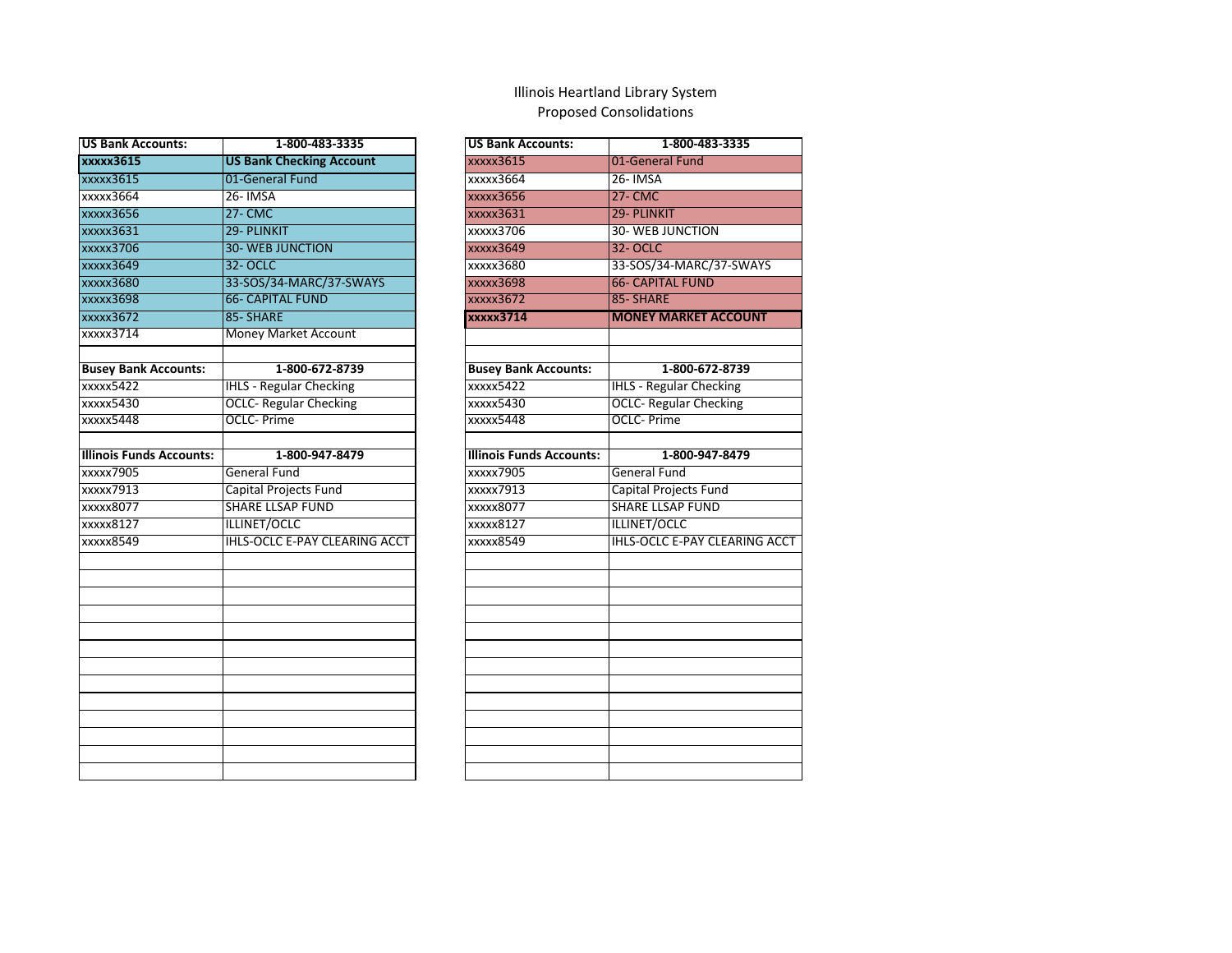# Illinois Heartland Library System

## Proposed Consolidations

| US Bank Accounts: | 1-800-483-3335 |
|---|---|
| **xxxxx3615** | **US Bank Checking Account** |
| xxxxx3615 | 01-General Fund |
| xxxxx3664 | 26- IMSA |
| xxxxx3656 | 27- CMC |
| xxxxx3631 | 29- PLINKIT |
| xxxxx3706 | 30- WEB JUNCTION |
| xxxxx3649 | 32- OCLC |
| xxxxx3680 | 33-SOS/34-MARC/37-SWAYS |
| xxxxx3698 | 66- CAPITAL FUND |
| xxxxx3672 | 85- SHARE |
| xxxxx3714 | Money Market Account |
| | |
| **Busey Bank Accounts:** | **1-800-672-8739** |
| xxxxx5422 | IHLS - Regular Checking |
| xxxxx5430 | OCLC- Regular Checking |
| xxxxx5448 | OCLC- Prime |
| | |
| **Illinois Funds Accounts:** | **1-800-947-8479** |
| xxxxx7905 | General Fund |
| xxxxx7913 | Capital Projects Fund |
| xxxxx8077 | SHARE LLSAP FUND |
| xxxxx8127 | ILLINET/OCLC |
| xxxxx8549 | IHLS-OCLC E-PAY CLEARING ACCT |

| US Bank Accounts: | 1-800-483-3335 |
|---|---|
| xxxxx3615 | 01-General Fund |
| xxxxx3664 | 26- IMSA |
| xxxxx3656 | 27- CMC |
| xxxxx3631 | 29- PLINKIT |
| xxxxx3706 | 30- WEB JUNCTION |
| xxxxx3649 | 32- OCLC |
| xxxxx3680 | 33-SOS/34-MARC/37-SWAYS |
| xxxxx3698 | 66- CAPITAL FUND |
| xxxxx3672 | 85- SHARE |
| **xxxxx3714** | **MONEY MARKET ACCOUNT** |
| | |
| | |
| **Busey Bank Accounts:** | **1-800-672-8739** |
| xxxxx5422 | IHLS - Regular Checking |
| xxxxx5430 | OCLC- Regular Checking |
| xxxxx5448 | OCLC- Prime |
| | |
| **Illinois Funds Accounts:** | **1-800-947-8479** |
| xxxxx7905 | General Fund |
| xxxxx7913 | Capital Projects Fund |
| xxxxx8077 | SHARE LLSAP FUND |
| xxxxx8127 | ILLINET/OCLC |
| xxxxx8549 | IHLS-OCLC E-PAY CLEARING ACCT |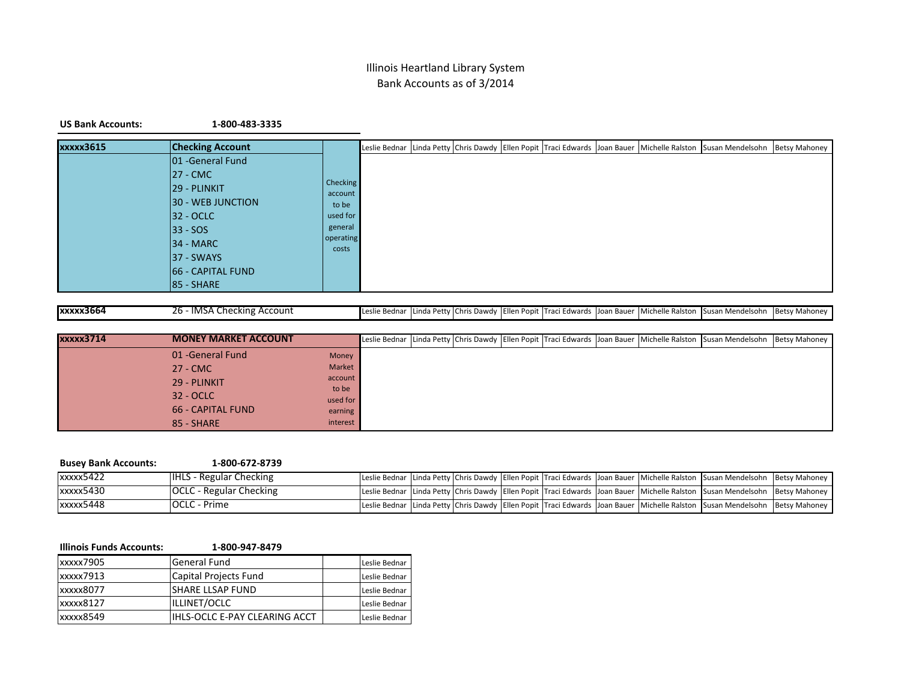# Illinois Heartland Library System
## Bank Accounts as of 3/2014

**US Bank Accounts:** **1-800-483-3335**

| | | | | | | | | | | | |
|---|---|---|---|---|---|---|---|---|---|---|---|
| **xxxxx3615** | **Checking Account** | | Leslie Bednar | Linda Petty | Chris Dawdy | Ellen Popit | Traci Edwards | Joan Bauer | Michelle Ralston | Susan Mendelsohn | Betsy Mahoney |
| | 01 -General Fund<br>27 - CMC<br>29 - PLINKIT<br>30 - WEB JUNCTION<br>32 - OCLC<br>33 - SOS<br>34 - MARC<br>37 - SWAYS<br>66 - CAPITAL FUND<br>85 - SHARE | Checking account to be used for general operating costs | | | | | | | | | |

| | | | | | | | | | | |
|---|---|---|---|---|---|---|---|---|---|---|
| **xxxxx3664** | 26 - IMSA Checking Account | Leslie Bednar | Linda Petty | Chris Dawdy | Ellen Popit | Traci Edwards | Joan Bauer | Michelle Ralston | Susan Mendelsohn | Betsy Mahoney |

| | | | | | | | | | | | |
|---|---|---|---|---|---|---|---|---|---|---|---|
| **xxxxx3714** | **MONEY MARKET ACCOUNT** | | Leslie Bednar | Linda Petty | Chris Dawdy | Ellen Popit | Traci Edwards | Joan Bauer | Michelle Ralston | Susan Mendelsohn | Betsy Mahoney |
| | 01 -General Fund<br>27 - CMC<br>29 - PLINKIT<br>32 - OCLC<br>66 - CAPITAL FUND<br>85 - SHARE | Money Market account to be used for earning interest | | | | | | | | | |

**Busey Bank Accounts:** **1-800-672-8739**

| | | | | | | | | | | |
|---|---|---|---|---|---|---|---|---|---|---|
| xxxxx5422 | IHLS - Regular Checking | Leslie Bednar | Linda Petty | Chris Dawdy | Ellen Popit | Traci Edwards | Joan Bauer | Michelle Ralston | Susan Mendelsohn | Betsy Mahoney |
| xxxxx5430 | OCLC - Regular Checking | Leslie Bednar | Linda Petty | Chris Dawdy | Ellen Popit | Traci Edwards | Joan Bauer | Michelle Ralston | Susan Mendelsohn | Betsy Mahoney |
| xxxxx5448 | OCLC - Prime | Leslie Bednar | Linda Petty | Chris Dawdy | Ellen Popit | Traci Edwards | Joan Bauer | Michelle Ralston | Susan Mendelsohn | Betsy Mahoney |

**Illinois Funds Accounts:** **1-800-947-8479**

| | | | |
|---|---|---|---|
| xxxxx7905 | General Fund | | Leslie Bednar |
| xxxxx7913 | Capital Projects Fund | | Leslie Bednar |
| xxxxx8077 | SHARE LLSAP FUND | | Leslie Bednar |
| xxxxx8127 | ILLINET/OCLC | | Leslie Bednar |
| xxxxx8549 | IHLS-OCLC E-PAY CLEARING ACCT | | Leslie Bednar |